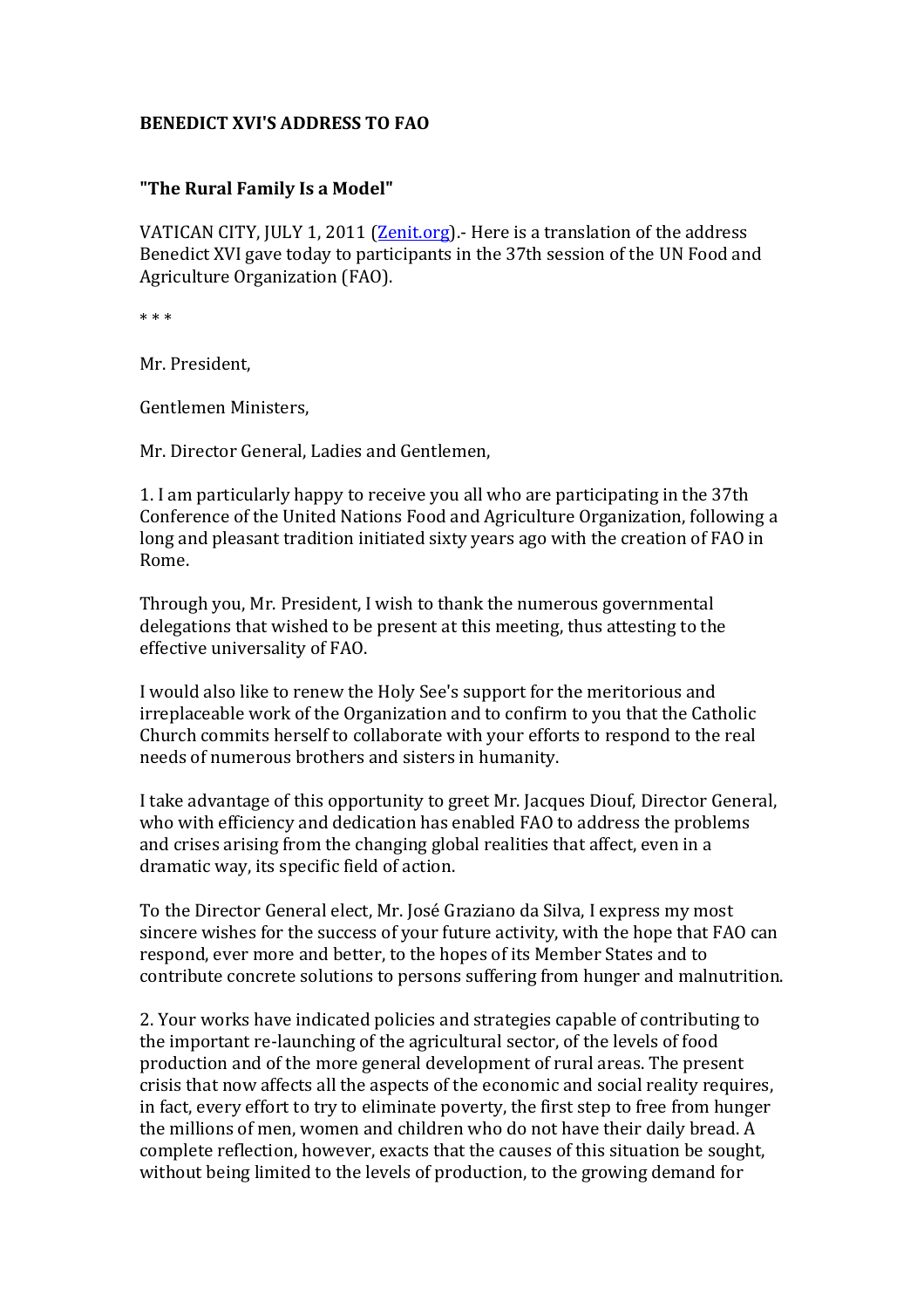**BENEDICT XVI'S ADDRESS TO FAO**

**"The Rural Family Is a Model"**

VATICAN CITY, JULY 1, 2011 ([Zenit.org](Zenit.org)).- Here is a translation of the address Benedict XVI gave today to participants in the 37th session of the UN Food and Agriculture Organization (FAO).

\* \* \*

Mr. President,

Gentlemen Ministers,

Mr. Director General, Ladies and Gentlemen,

1. I am particularly happy to receive you all who are participating in the 37th Conference of the United Nations Food and Agriculture Organization, following a long and pleasant tradition initiated sixty years ago with the creation of FAO in Rome.

Through you, Mr. President, I wish to thank the numerous governmental delegations that wished to be present at this meeting, thus attesting to the effective universality of FAO.

I would also like to renew the Holy See's support for the meritorious and irreplaceable work of the Organization and to confirm to you that the Catholic Church commits herself to collaborate with your efforts to respond to the real needs of numerous brothers and sisters in humanity.

I take advantage of this opportunity to greet Mr. Jacques Diouf, Director General, who with efficiency and dedication has enabled FAO to address the problems and crises arising from the changing global realities that affect, even in a dramatic way, its specific field of action.

To the Director General elect, Mr. José Graziano da Silva, I express my most sincere wishes for the success of your future activity, with the hope that FAO can respond, ever more and better, to the hopes of its Member States and to contribute concrete solutions to persons suffering from hunger and malnutrition.

2. Your works have indicated policies and strategies capable of contributing to the important re-launching of the agricultural sector, of the levels of food production and of the more general development of rural areas. The present crisis that now affects all the aspects of the economic and social reality requires, in fact, every effort to try to eliminate poverty, the first step to free from hunger the millions of men, women and children who do not have their daily bread. A complete reflection, however, exacts that the causes of this situation be sought, without being limited to the levels of production, to the growing demand for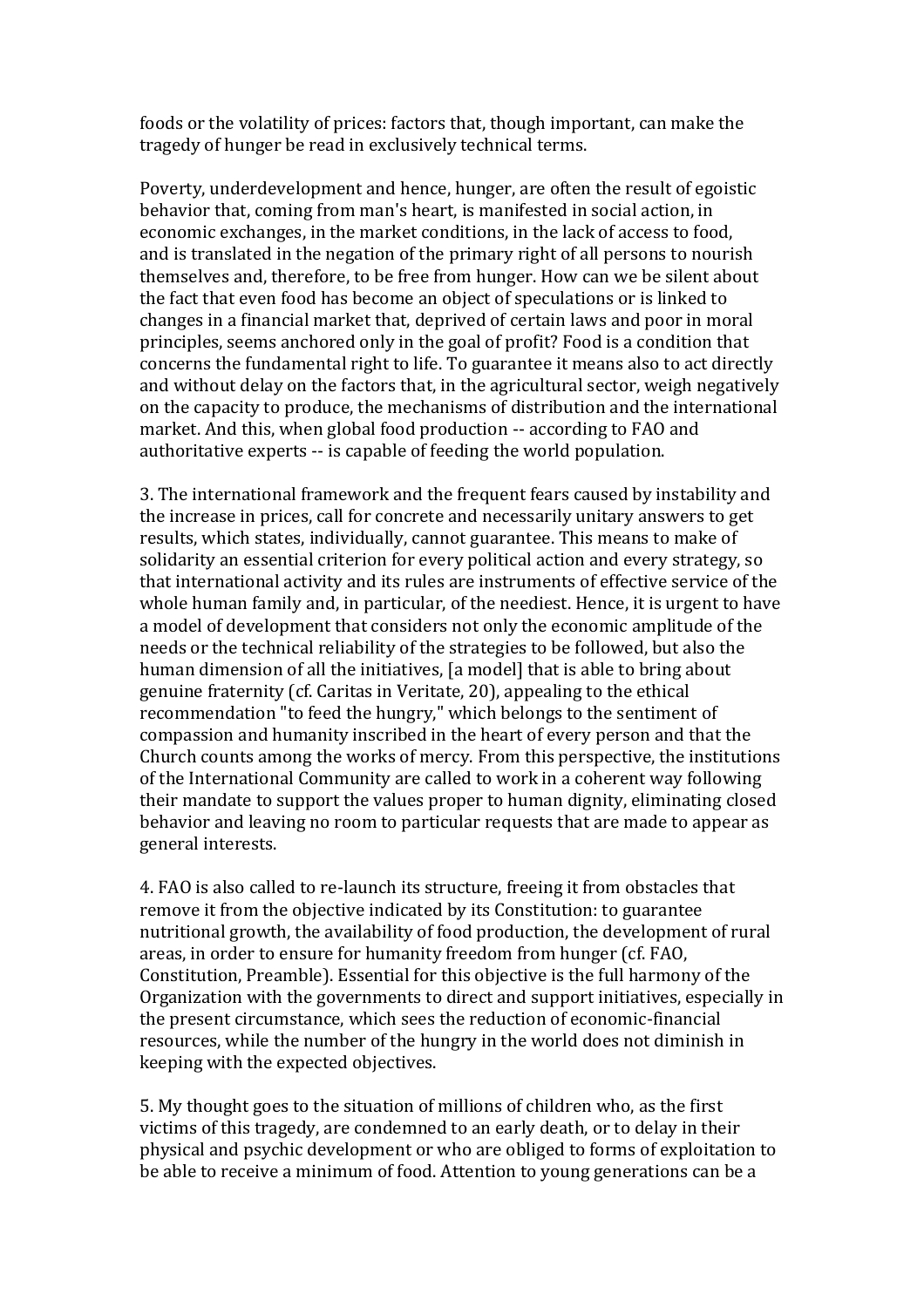foods or the volatility of prices: factors that, though important, can make the tragedy of hunger be read in exclusively technical terms.

Poverty, underdevelopment and hence, hunger, are often the result of egoistic behavior that, coming from man's heart, is manifested in social action, in economic exchanges, in the market conditions, in the lack of access to food, and is translated in the negation of the primary right of all persons to nourish themselves and, therefore, to be free from hunger. How can we be silent about the fact that even food has become an object of speculations or is linked to changes in a financial market that, deprived of certain laws and poor in moral principles, seems anchored only in the goal of profit? Food is a condition that concerns the fundamental right to life. To guarantee it means also to act directly and without delay on the factors that, in the agricultural sector, weigh negatively on the capacity to produce, the mechanisms of distribution and the international market. And this, when global food production -- according to FAO and authoritative experts -- is capable of feeding the world population.

3. The international framework and the frequent fears caused by instability and the increase in prices, call for concrete and necessarily unitary answers to get results, which states, individually, cannot guarantee. This means to make of solidarity an essential criterion for every political action and every strategy, so that international activity and its rules are instruments of effective service of the whole human family and, in particular, of the neediest. Hence, it is urgent to have a model of development that considers not only the economic amplitude of the needs or the technical reliability of the strategies to be followed, but also the human dimension of all the initiatives, [a model] that is able to bring about genuine fraternity (cf. Caritas in Veritate, 20), appealing to the ethical recommendation "to feed the hungry," which belongs to the sentiment of compassion and humanity inscribed in the heart of every person and that the Church counts among the works of mercy. From this perspective, the institutions of the International Community are called to work in a coherent way following their mandate to support the values proper to human dignity, eliminating closed behavior and leaving no room to particular requests that are made to appear as general interests.

4. FAO is also called to re-launch its structure, freeing it from obstacles that remove it from the objective indicated by its Constitution: to guarantee nutritional growth, the availability of food production, the development of rural areas, in order to ensure for humanity freedom from hunger (cf. FAO, Constitution, Preamble). Essential for this objective is the full harmony of the Organization with the governments to direct and support initiatives, especially in the present circumstance, which sees the reduction of economic-financial resources, while the number of the hungry in the world does not diminish in keeping with the expected objectives.

5. My thought goes to the situation of millions of children who, as the first victims of this tragedy, are condemned to an early death, or to delay in their physical and psychic development or who are obliged to forms of exploitation to be able to receive a minimum of food. Attention to young generations can be a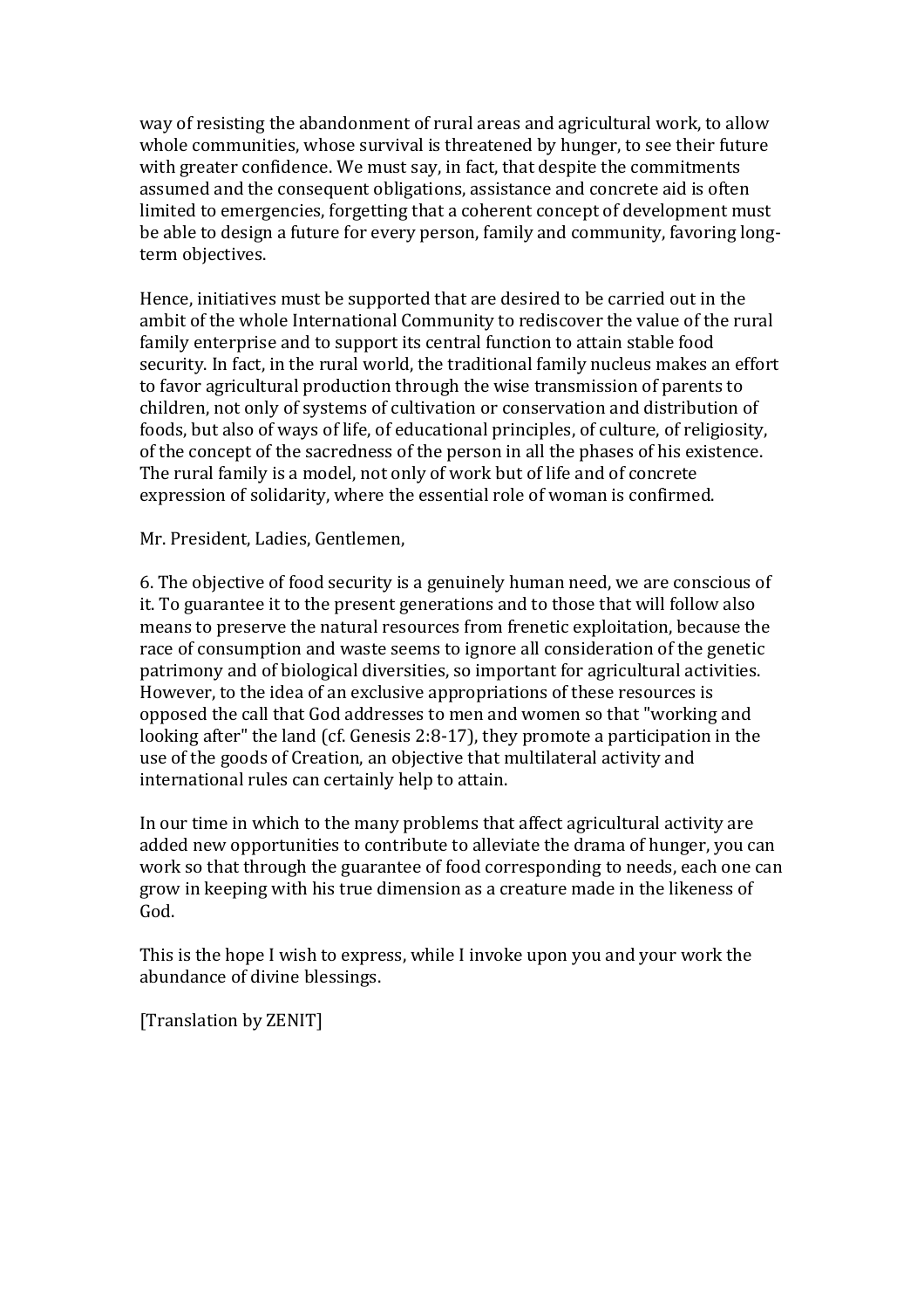way of resisting the abandonment of rural areas and agricultural work, to allow whole communities, whose survival is threatened by hunger, to see their future with greater confidence. We must say, in fact, that despite the commitments assumed and the consequent obligations, assistance and concrete aid is often limited to emergencies, forgetting that a coherent concept of development must be able to design a future for every person, family and community, favoring long-term objectives.

Hence, initiatives must be supported that are desired to be carried out in the ambit of the whole International Community to rediscover the value of the rural family enterprise and to support its central function to attain stable food security. In fact, in the rural world, the traditional family nucleus makes an effort to favor agricultural production through the wise transmission of parents to children, not only of systems of cultivation or conservation and distribution of foods, but also of ways of life, of educational principles, of culture, of religiosity, of the concept of the sacredness of the person in all the phases of his existence. The rural family is a model, not only of work but of life and of concrete expression of solidarity, where the essential role of woman is confirmed.

Mr. President, Ladies, Gentlemen,

6. The objective of food security is a genuinely human need, we are conscious of it. To guarantee it to the present generations and to those that will follow also means to preserve the natural resources from frenetic exploitation, because the race of consumption and waste seems to ignore all consideration of the genetic patrimony and of biological diversities, so important for agricultural activities. However, to the idea of an exclusive appropriations of these resources is opposed the call that God addresses to men and women so that "working and looking after" the land (cf. Genesis 2:8-17), they promote a participation in the use of the goods of Creation, an objective that multilateral activity and international rules can certainly help to attain.

In our time in which to the many problems that affect agricultural activity are added new opportunities to contribute to alleviate the drama of hunger, you can work so that through the guarantee of food corresponding to needs, each one can grow in keeping with his true dimension as a creature made in the likeness of God.

This is the hope I wish to express, while I invoke upon you and your work the abundance of divine blessings.

[Translation by ZENIT]